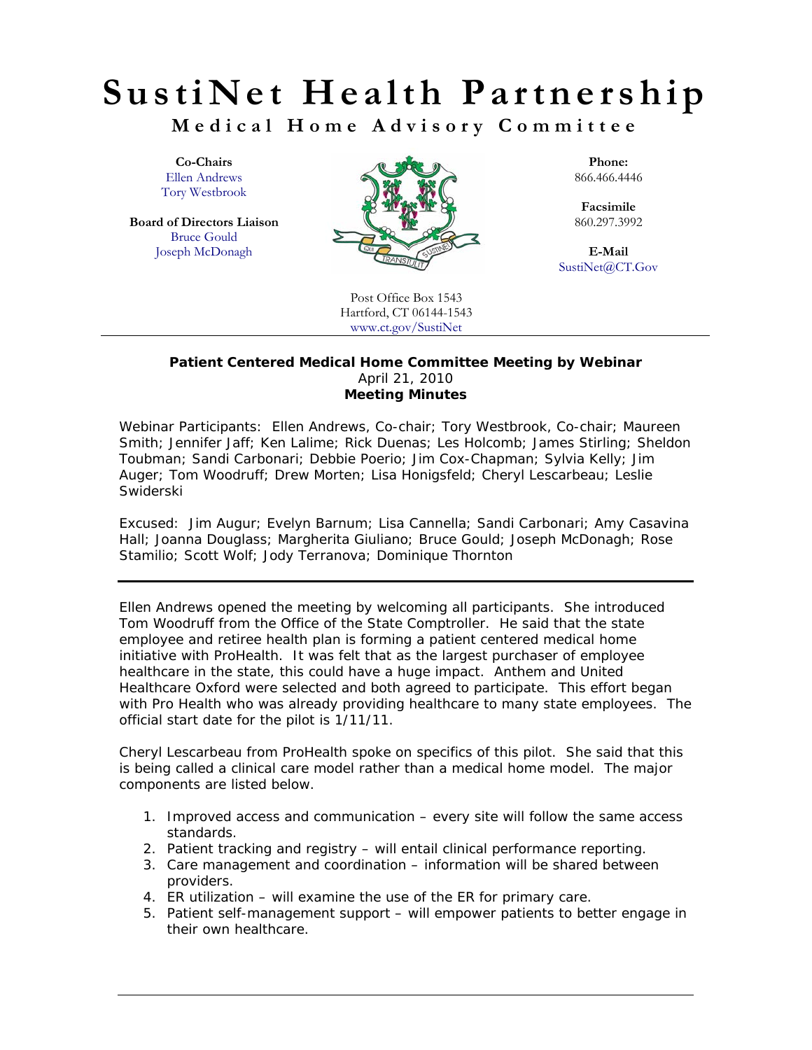# SustiNet Health Partnership

## Medical Home Advisory Committee

**Co-Chairs**
Ellen Andrews
Tory Westbrook

**Board of Directors Liaison**
Bruce Gould
Joseph McDonagh

**Phone:**
866.466.4446

**Facsimile**
860.297.3992

**E-Mail**
SustiNet@CT.Gov

Post Office Box 1543
Hartford, CT 06144-1543
www.ct.gov/SustiNet

---

**Patient Centered Medical Home Committee Meeting by Webinar**
April 21, 2010
**Meeting Minutes**

Webinar Participants: Ellen Andrews, Co-chair; Tory Westbrook, Co-chair; Maureen Smith; Jennifer Jaff; Ken Lalime; Rick Duenas; Les Holcomb; James Stirling; Sheldon Toubman; Sandi Carbonari; Debbie Poerio; Jim Cox-Chapman; Sylvia Kelly; Jim Auger; Tom Woodruff; Drew Morten; Lisa Honigsfeld; Cheryl Lescarbeau; Leslie Swiderski

Excused: Jim Augur; Evelyn Barnum; Lisa Cannella; Sandi Carbonari; Amy Casavina Hall; Joanna Douglass; Margherita Giuliano; Bruce Gould; Joseph McDonagh; Rose Stamilio; Scott Wolf; Jody Terranova; Dominique Thornton

---

Ellen Andrews opened the meeting by welcoming all participants. She introduced Tom Woodruff from the Office of the State Comptroller. He said that the state employee and retiree health plan is forming a patient centered medical home initiative with ProHealth. It was felt that as the largest purchaser of employee healthcare in the state, this could have a huge impact. Anthem and United Healthcare Oxford were selected and both agreed to participate. This effort began with Pro Health who was already providing healthcare to many state employees. The official start date for the pilot is 1/11/11.

Cheryl Lescarbeau from ProHealth spoke on specifics of this pilot. She said that this is being called a clinical care model rather than a medical home model. The major components are listed below.

1. Improved access and communication – every site will follow the same access standards.
2. Patient tracking and registry – will entail clinical performance reporting.
3. Care management and coordination – information will be shared between providers.
4. ER utilization – will examine the use of the ER for primary care.
5. Patient self-management support – will empower patients to better engage in their own healthcare.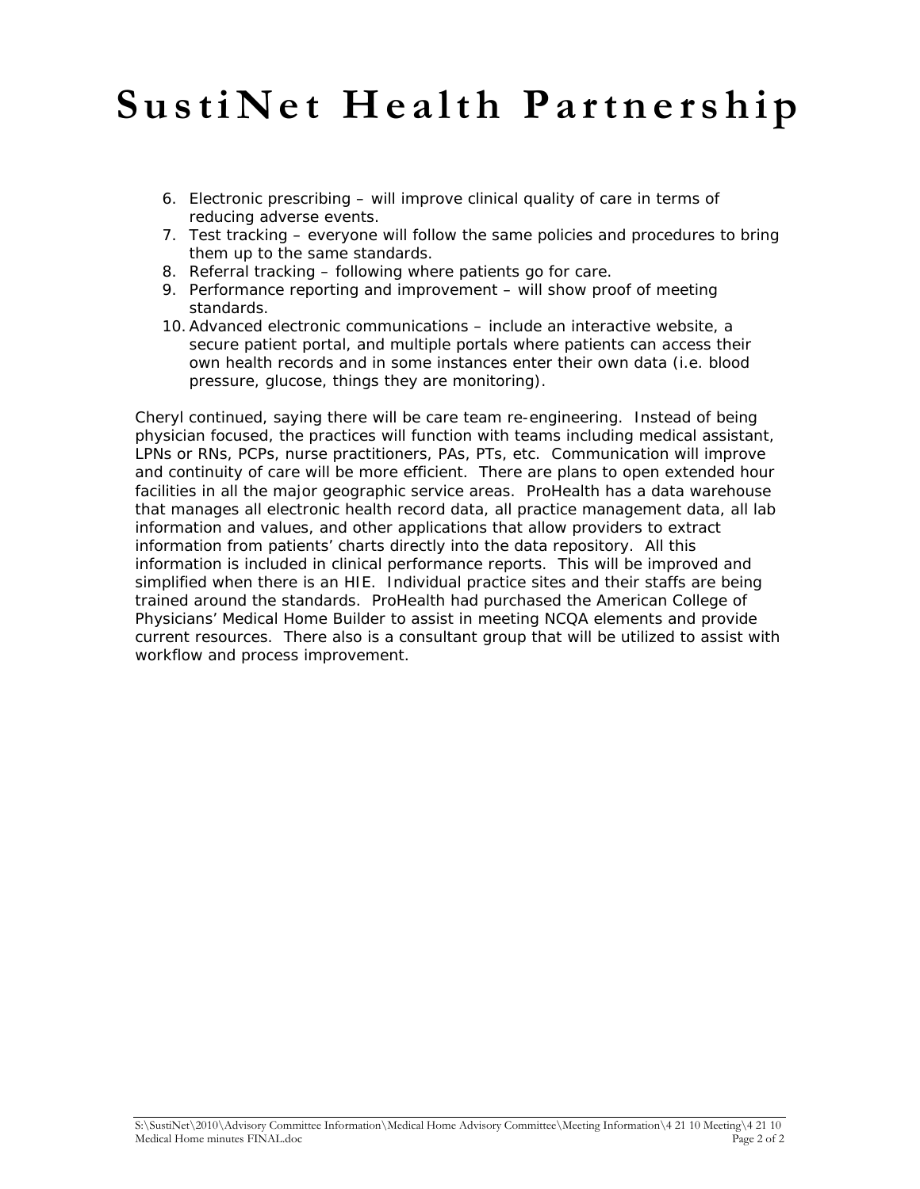6. Electronic prescribing – will improve clinical quality of care in terms of reducing adverse events.
7. Test tracking – everyone will follow the same policies and procedures to bring them up to the same standards.
8. Referral tracking – following where patients go for care.
9. Performance reporting and improvement – will show proof of meeting standards.
10. Advanced electronic communications – include an interactive website, a secure patient portal, and multiple portals where patients can access their own health records and in some instances enter their own data (i.e. blood pressure, glucose, things they are monitoring).

Cheryl continued, saying there will be care team re-engineering. Instead of being physician focused, the practices will function with teams including medical assistant, LPNs or RNs, PCPs, nurse practitioners, PAs, PTs, etc. Communication will improve and continuity of care will be more efficient. There are plans to open extended hour facilities in all the major geographic service areas. ProHealth has a data warehouse that manages all electronic health record data, all practice management data, all lab information and values, and other applications that allow providers to extract information from patients' charts directly into the data repository. All this information is included in clinical performance reports. This will be improved and simplified when there is an HIE. Individual practice sites and their staffs are being trained around the standards. ProHealth had purchased the American College of Physicians' Medical Home Builder to assist in meeting NCQA elements and provide current resources. There also is a consultant group that will be utilized to assist with workflow and process improvement.